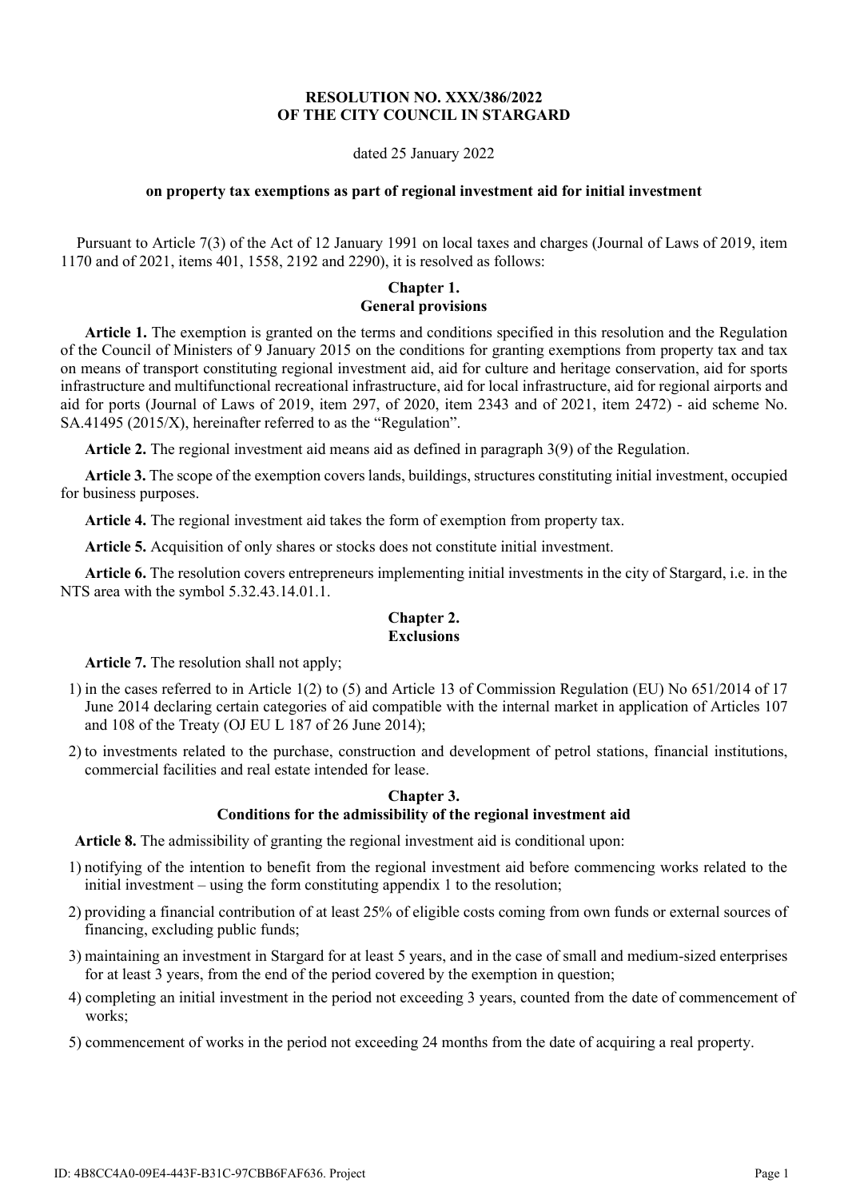# RESOLUTION NO. XXX/386/2022
# OF THE CITY COUNCIL IN STARGARD

dated 25 January 2022

**on property tax exemptions as part of regional investment aid for initial investment**

Pursuant to Article 7(3) of the Act of 12 January 1991 on local taxes and charges (Journal of Laws of 2019, item 1170 and of 2021, items 401, 1558, 2192 and 2290), it is resolved as follows:

## Chapter 1.
## General provisions

**Article 1.** The exemption is granted on the terms and conditions specified in this resolution and the Regulation of the Council of Ministers of 9 January 2015 on the conditions for granting exemptions from property tax and tax on means of transport constituting regional investment aid, aid for culture and heritage conservation, aid for sports infrastructure and multifunctional recreational infrastructure, aid for local infrastructure, aid for regional airports and aid for ports (Journal of Laws of 2019, item 297, of 2020, item 2343 and of 2021, item 2472) - aid scheme No. SA.41495 (2015/X), hereinafter referred to as the "Regulation".

**Article 2.** The regional investment aid means aid as defined in paragraph 3(9) of the Regulation.

**Article 3.** The scope of the exemption covers lands, buildings, structures constituting initial investment, occupied for business purposes.

**Article 4.** The regional investment aid takes the form of exemption from property tax.

**Article 5.** Acquisition of only shares or stocks does not constitute initial investment.

**Article 6.** The resolution covers entrepreneurs implementing initial investments in the city of Stargard, i.e. in the NTS area with the symbol 5.32.43.14.01.1.

## Chapter 2.
## Exclusions

**Article 7.** The resolution shall not apply;

1) in the cases referred to in Article 1(2) to (5) and Article 13 of Commission Regulation (EU) No 651/2014 of 17 June 2014 declaring certain categories of aid compatible with the internal market in application of Articles 107 and 108 of the Treaty (OJ EU L 187 of 26 June 2014);
2) to investments related to the purchase, construction and development of petrol stations, financial institutions, commercial facilities and real estate intended for lease.

## Chapter 3.
## Conditions for the admissibility of the regional investment aid

**Article 8.** The admissibility of granting the regional investment aid is conditional upon:

1) notifying of the intention to benefit from the regional investment aid before commencing works related to the initial investment – using the form constituting appendix 1 to the resolution;
2) providing a financial contribution of at least 25% of eligible costs coming from own funds or external sources of financing, excluding public funds;
3) maintaining an investment in Stargard for at least 5 years, and in the case of small and medium-sized enterprises for at least 3 years, from the end of the period covered by the exemption in question;
4) completing an initial investment in the period not exceeding 3 years, counted from the date of commencement of works;
5) commencement of works in the period not exceeding 24 months from the date of acquiring a real property.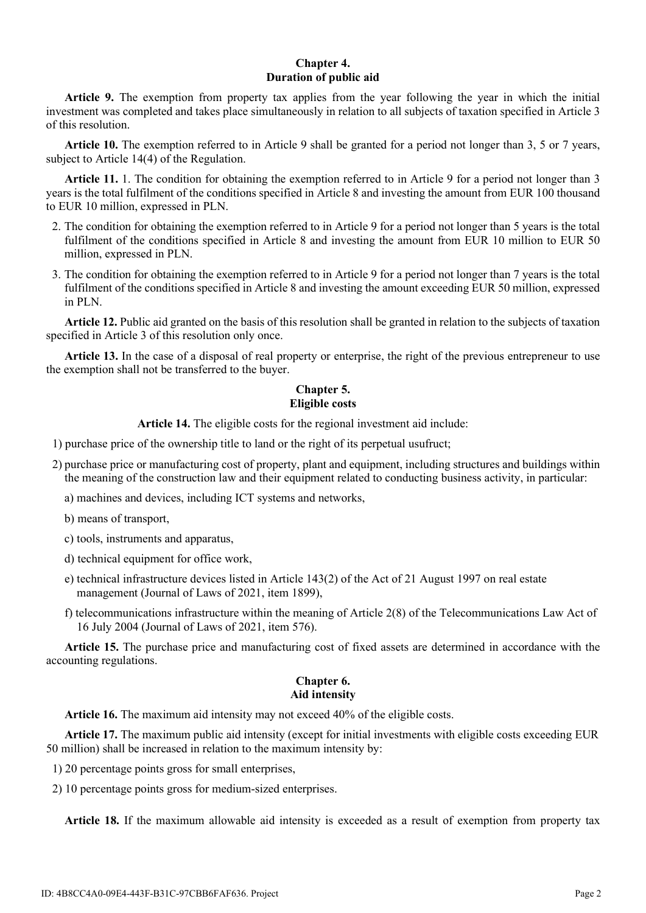## Chapter 4.
## Duration of public aid

**Article 9.** The exemption from property tax applies from the year following the year in which the initial investment was completed and takes place simultaneously in relation to all subjects of taxation specified in Article 3 of this resolution.

**Article 10.** The exemption referred to in Article 9 shall be granted for a period not longer than 3, 5 or 7 years, subject to Article 14(4) of the Regulation.

**Article 11.** 1. The condition for obtaining the exemption referred to in Article 9 for a period not longer than 3 years is the total fulfilment of the conditions specified in Article 8 and investing the amount from EUR 100 thousand to EUR 10 million, expressed in PLN.

2. The condition for obtaining the exemption referred to in Article 9 for a period not longer than 5 years is the total fulfilment of the conditions specified in Article 8 and investing the amount from EUR 10 million to EUR 50 million, expressed in PLN.
3. The condition for obtaining the exemption referred to in Article 9 for a period not longer than 7 years is the total fulfilment of the conditions specified in Article 8 and investing the amount exceeding EUR 50 million, expressed in PLN.

**Article 12.** Public aid granted on the basis of this resolution shall be granted in relation to the subjects of taxation specified in Article 3 of this resolution only once.

**Article 13.** In the case of a disposal of real property or enterprise, the right of the previous entrepreneur to use the exemption shall not be transferred to the buyer.

## Chapter 5.
## Eligible costs

**Article 14.** The eligible costs for the regional investment aid include:

1) purchase price of the ownership title to land or the right of its perpetual usufruct;
2) purchase price or manufacturing cost of property, plant and equipment, including structures and buildings within the meaning of the construction law and their equipment related to conducting business activity, in particular:
   a) machines and devices, including ICT systems and networks,
   b) means of transport,
   c) tools, instruments and apparatus,
   d) technical equipment for office work,
   e) technical infrastructure devices listed in Article 143(2) of the Act of 21 August 1997 on real estate management (Journal of Laws of 2021, item 1899),
   f) telecommunications infrastructure within the meaning of Article 2(8) of the Telecommunications Law Act of 16 July 2004 (Journal of Laws of 2021, item 576).

**Article 15.** The purchase price and manufacturing cost of fixed assets are determined in accordance with the accounting regulations.

## Chapter 6.
## Aid intensity

**Article 16.** The maximum aid intensity may not exceed 40% of the eligible costs.

**Article 17.** The maximum public aid intensity (except for initial investments with eligible costs exceeding EUR 50 million) shall be increased in relation to the maximum intensity by:

1) 20 percentage points gross for small enterprises,
2) 10 percentage points gross for medium-sized enterprises.

**Article 18.** If the maximum allowable aid intensity is exceeded as a result of exemption from property tax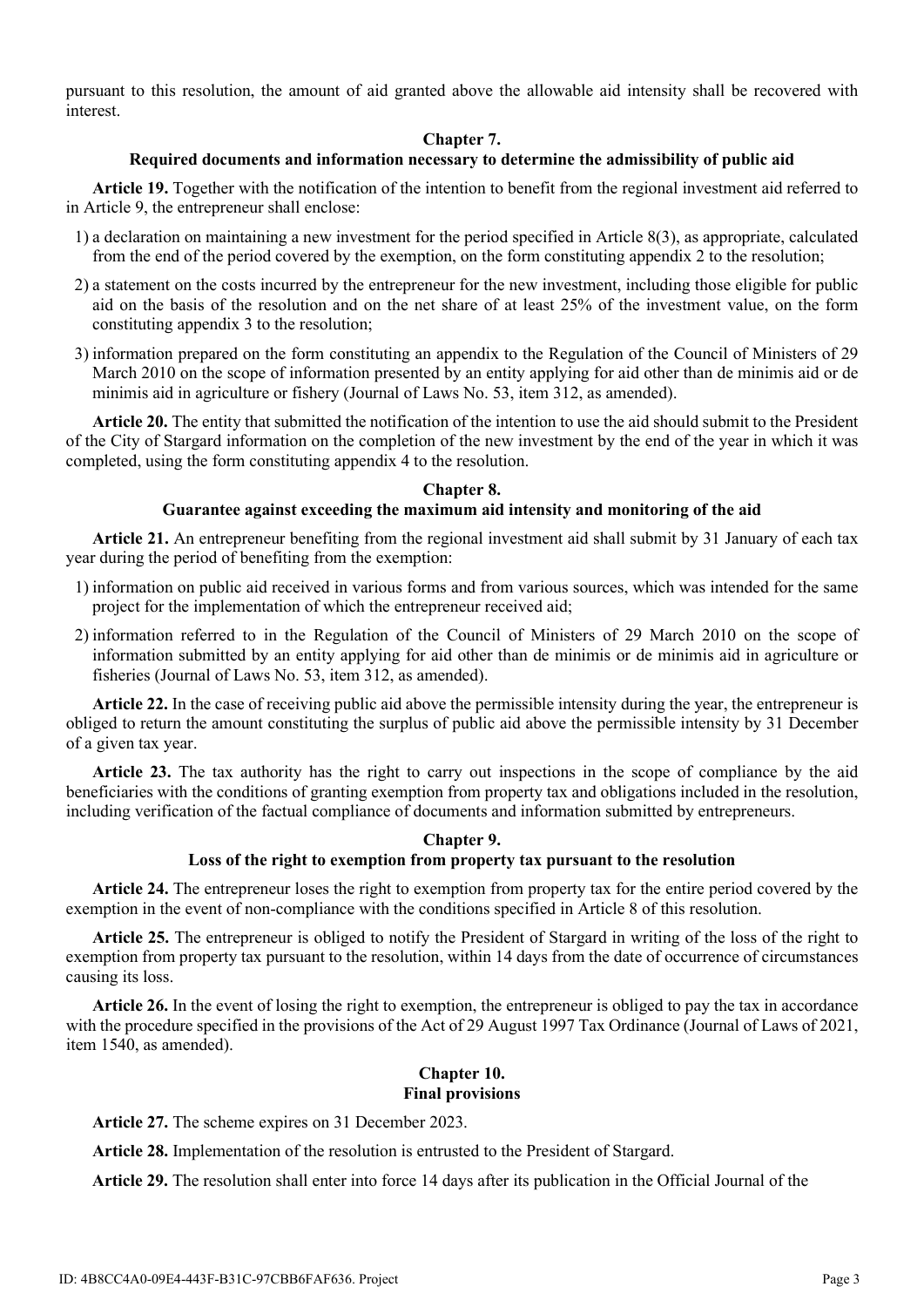pursuant to this resolution, the amount of aid granted above the allowable aid intensity shall be recovered with interest.

## Chapter 7.
## Required documents and information necessary to determine the admissibility of public aid

**Article 19.** Together with the notification of the intention to benefit from the regional investment aid referred to in Article 9, the entrepreneur shall enclose:

1) a declaration on maintaining a new investment for the period specified in Article 8(3), as appropriate, calculated from the end of the period covered by the exemption, on the form constituting appendix 2 to the resolution;
2) a statement on the costs incurred by the entrepreneur for the new investment, including those eligible for public aid on the basis of the resolution and on the net share of at least 25% of the investment value, on the form constituting appendix 3 to the resolution;
3) information prepared on the form constituting an appendix to the Regulation of the Council of Ministers of 29 March 2010 on the scope of information presented by an entity applying for aid other than de minimis aid or de minimis aid in agriculture or fishery (Journal of Laws No. 53, item 312, as amended).

**Article 20.** The entity that submitted the notification of the intention to use the aid should submit to the President of the City of Stargard information on the completion of the new investment by the end of the year in which it was completed, using the form constituting appendix 4 to the resolution.

## Chapter 8.
## Guarantee against exceeding the maximum aid intensity and monitoring of the aid

**Article 21.** An entrepreneur benefiting from the regional investment aid shall submit by 31 January of each tax year during the period of benefiting from the exemption:

1) information on public aid received in various forms and from various sources, which was intended for the same project for the implementation of which the entrepreneur received aid;
2) information referred to in the Regulation of the Council of Ministers of 29 March 2010 on the scope of information submitted by an entity applying for aid other than de minimis or de minimis aid in agriculture or fisheries (Journal of Laws No. 53, item 312, as amended).

**Article 22.** In the case of receiving public aid above the permissible intensity during the year, the entrepreneur is obliged to return the amount constituting the surplus of public aid above the permissible intensity by 31 December of a given tax year.

**Article 23.** The tax authority has the right to carry out inspections in the scope of compliance by the aid beneficiaries with the conditions of granting exemption from property tax and obligations included in the resolution, including verification of the factual compliance of documents and information submitted by entrepreneurs.

## Chapter 9.
## Loss of the right to exemption from property tax pursuant to the resolution

**Article 24.** The entrepreneur loses the right to exemption from property tax for the entire period covered by the exemption in the event of non-compliance with the conditions specified in Article 8 of this resolution.

**Article 25.** The entrepreneur is obliged to notify the President of Stargard in writing of the loss of the right to exemption from property tax pursuant to the resolution, within 14 days from the date of occurrence of circumstances causing its loss.

**Article 26.** In the event of losing the right to exemption, the entrepreneur is obliged to pay the tax in accordance with the procedure specified in the provisions of the Act of 29 August 1997 Tax Ordinance (Journal of Laws of 2021, item 1540, as amended).

## Chapter 10.
## Final provisions

**Article 27.** The scheme expires on 31 December 2023.

**Article 28.** Implementation of the resolution is entrusted to the President of Stargard.

**Article 29.** The resolution shall enter into force 14 days after its publication in the Official Journal of the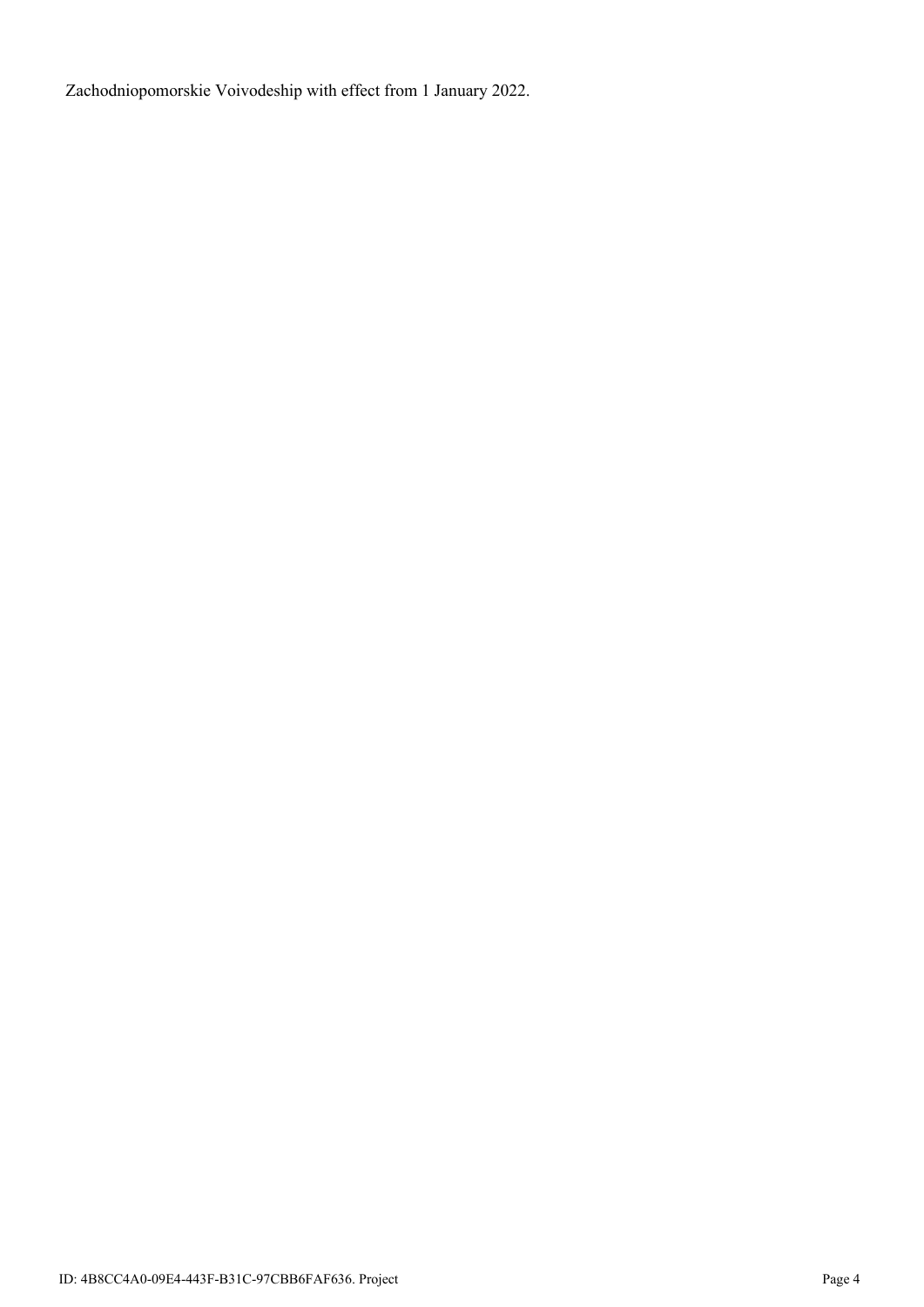Zachodniopomorskie Voivodeship with effect from 1 January 2022.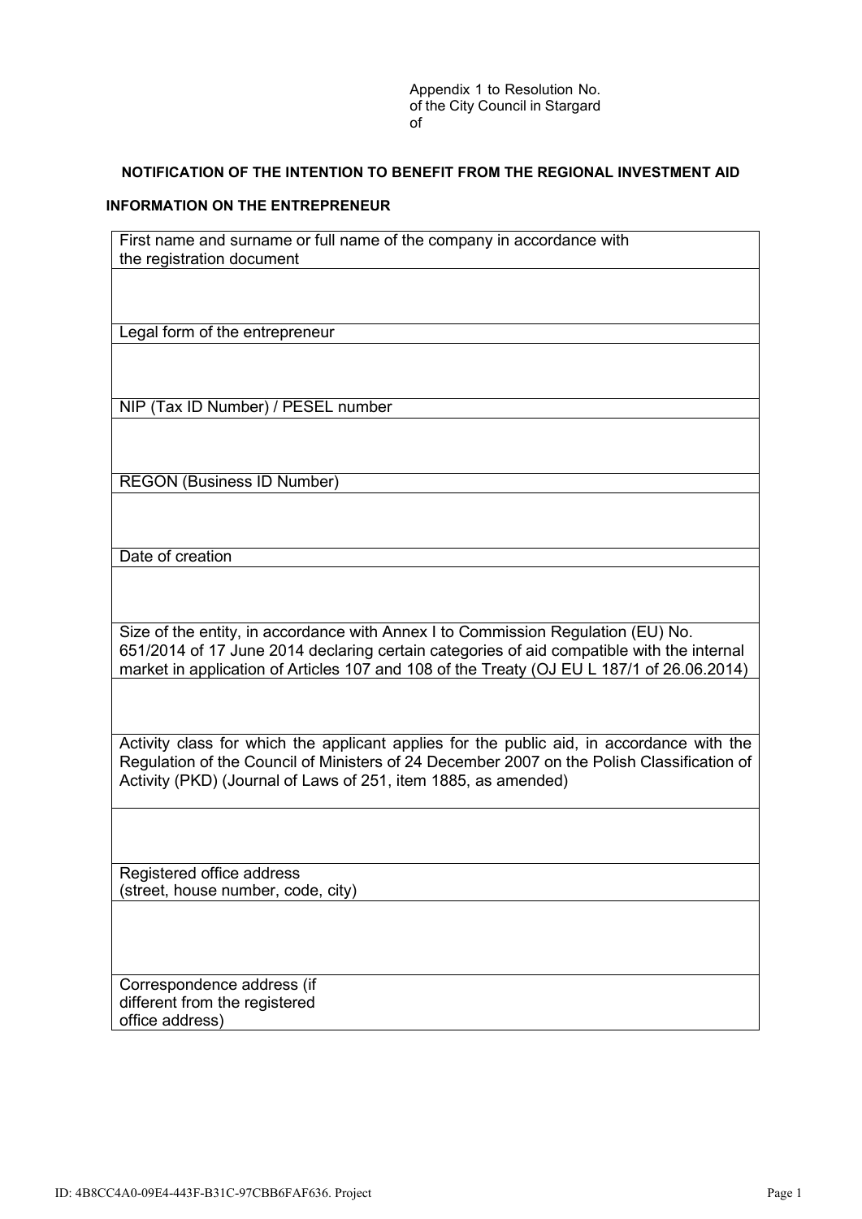Appendix 1 to Resolution No.
of the City Council in Stargard
of

**NOTIFICATION OF THE INTENTION TO BENEFIT FROM THE REGIONAL INVESTMENT AID**

**INFORMATION ON THE ENTREPRENEUR**

| First name and surname or full name of the company in accordance with the registration document |
|---|
| |
| Legal form of the entrepreneur |
| |
| NIP (Tax ID Number) / PESEL number |
| |
| REGON (Business ID Number) |
| |
| Date of creation |
| |
| Size of the entity, in accordance with Annex I to Commission Regulation (EU) No. 651/2014 of 17 June 2014 declaring certain categories of aid compatible with the internal market in application of Articles 107 and 108 of the Treaty (OJ EU L 187/1 of 26.06.2014) |
| |
| Activity class for which the applicant applies for the public aid, in accordance with the Regulation of the Council of Ministers of 24 December 2007 on the Polish Classification of Activity (PKD) (Journal of Laws of 251, item 1885, as amended) |
| |
| Registered office address (street, house number, code, city) |
| |
| Correspondence address (if different from the registered office address) |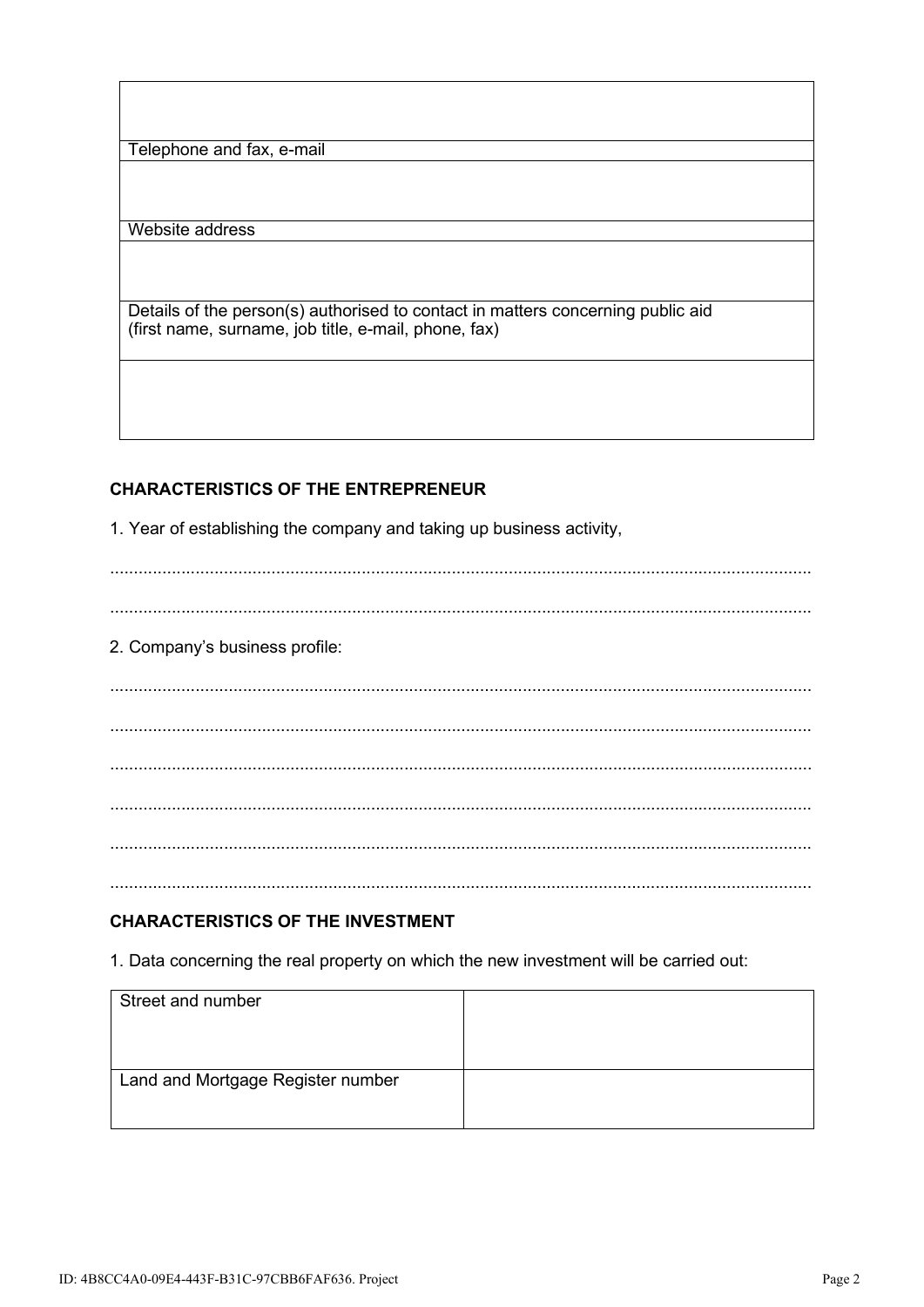| |
|---|
| |
| Telephone and fax, e-mail |
| |
| Website address |
| |
| Details of the person(s) authorised to contact in matters concerning public aid (first name, surname, job title, e-mail, phone, fax) |
| |

**CHARACTERISTICS OF THE ENTREPRENEUR**

1. Year of establishing the company and taking up business activity,

..................................................................................................................................................

..................................................................................................................................................

2. Company's business profile:

..................................................................................................................................................

..................................................................................................................................................

..................................................................................................................................................

..................................................................................................................................................

..................................................................................................................................................

..................................................................................................................................................

**CHARACTERISTICS OF THE INVESTMENT**

1. Data concerning the real property on which the new investment will be carried out:

| Street and number | |
|---|---|
| Land and Mortgage Register number | |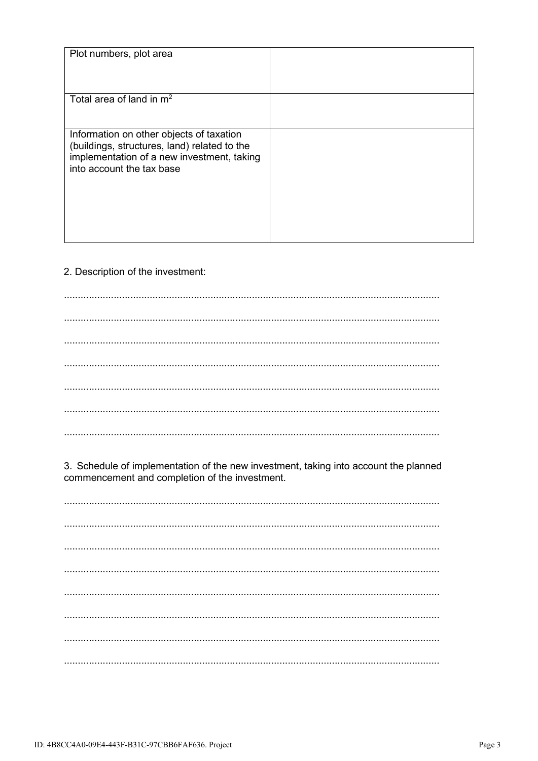| Plot numbers, plot area | |
| --- | --- |
| Total area of land in $m^2$ | |
| Information on other objects of taxation (buildings, structures, land) related to the implementation of a new investment, taking into account the tax base | |

2. Description of the investment:

.......................................................................................................................................

.......................................................................................................................................

.......................................................................................................................................

.......................................................................................................................................

.......................................................................................................................................

.......................................................................................................................................

.......................................................................................................................................

3. Schedule of implementation of the new investment, taking into account the planned commencement and completion of the investment.

.......................................................................................................................................

.......................................................................................................................................

.......................................................................................................................................

.......................................................................................................................................

.......................................................................................................................................

.......................................................................................................................................

.......................................................................................................................................

.......................................................................................................................................

ID: 4B8CC4A0-09E4-443F-B31C-97CBB6FAF636. Project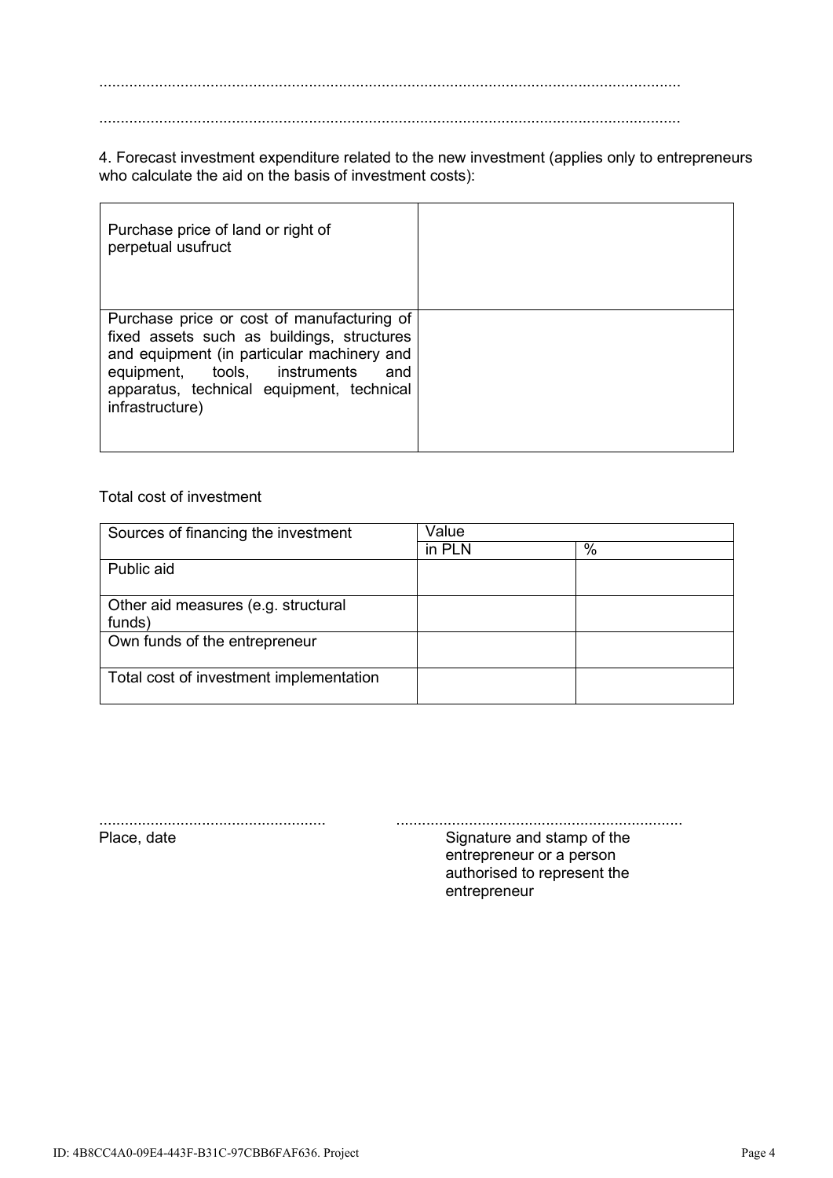.......................................................................................................................................

.......................................................................................................................................

4. Forecast investment expenditure related to the new investment (applies only to entrepreneurs who calculate the aid on the basis of investment costs):

| | |
|---|---|
| Purchase price of land or right of perpetual usufruct | |
| Purchase price or cost of manufacturing of fixed assets such as buildings, structures and equipment (in particular machinery and equipment, tools, instruments and apparatus, technical equipment, technical infrastructure) | |

Total cost of investment

| Sources of financing the investment | Value | |
|---|---|---|
| | in PLN | % |
| Public aid | | |
| Other aid measures (e.g. structural funds) | | |
| Own funds of the entrepreneur | | |
| Total cost of investment implementation | | |

.....................................................
Place, date

...................................................................
Signature and stamp of the entrepreneur or a person authorised to represent the entrepreneur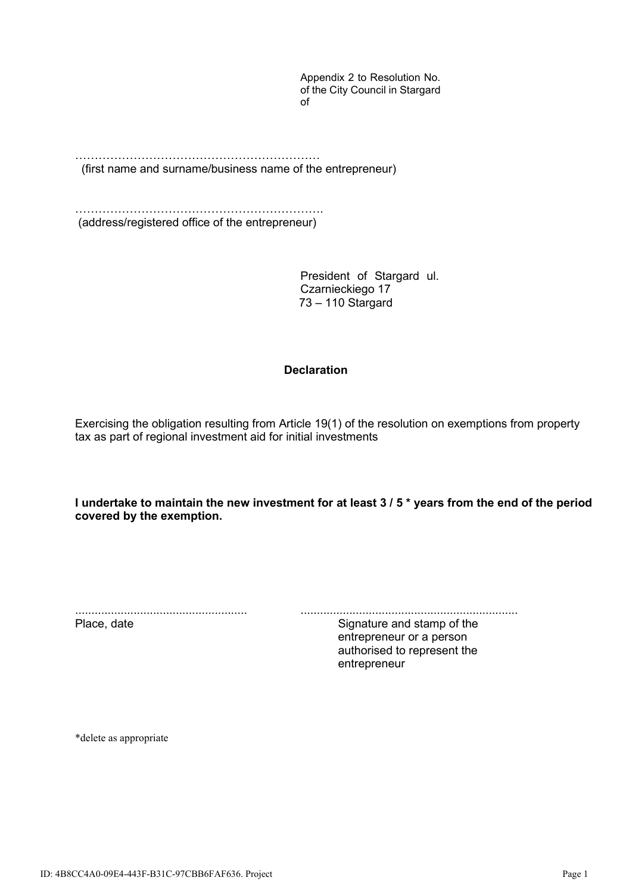Appendix 2 to Resolution No.
of the City Council in Stargard
of

…………………………………………………………
(first name and surname/business name of the entrepreneur)

……………………………………………………….
(address/registered office of the entrepreneur)

President of Stargard ul. Czarnieckiego 17
73 – 110 Stargard

## Declaration

Exercising the obligation resulting from Article 19(1) of the resolution on exemptions from property tax as part of regional investment aid for initial investments

**I undertake to maintain the new investment for at least 3 / 5 * years from the end of the period covered by the exemption.**

..................................................... 
Place, date

.................................................................
Signature and stamp of the entrepreneur or a person authorised to represent the entrepreneur

*delete as appropriate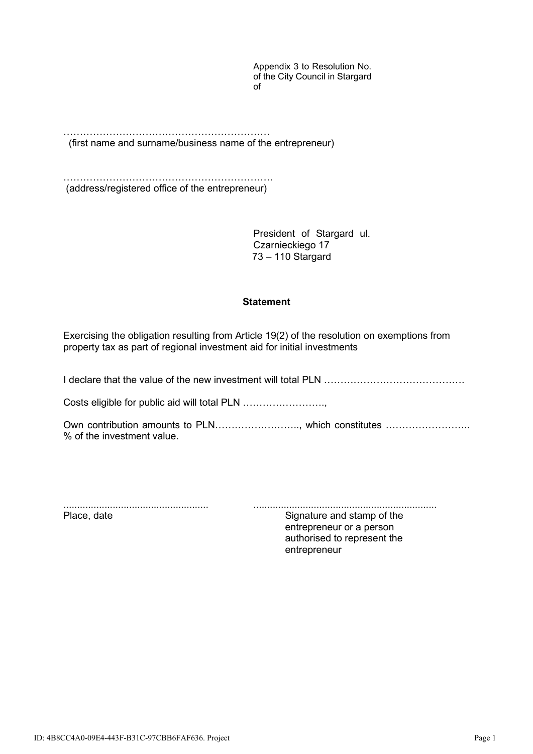Appendix 3 to Resolution No.
of the City Council in Stargard
of

………………………………………………………
(first name and surname/business name of the entrepreneur)

……………………………………………………….
(address/registered office of the entrepreneur)

President of Stargard ul. Czarnieckiego 17
73 – 110 Stargard

**Statement**

Exercising the obligation resulting from Article 19(2) of the resolution on exemptions from property tax as part of regional investment aid for initial investments

I declare that the value of the new investment will total PLN ……………………………………

Costs eligible for public aid will total PLN …………………….,

Own contribution amounts to PLN…………………….., which constitutes …………………….. % of the investment value.

.................................................... Place, date

................................................................. Signature and stamp of the entrepreneur or a person authorised to represent the entrepreneur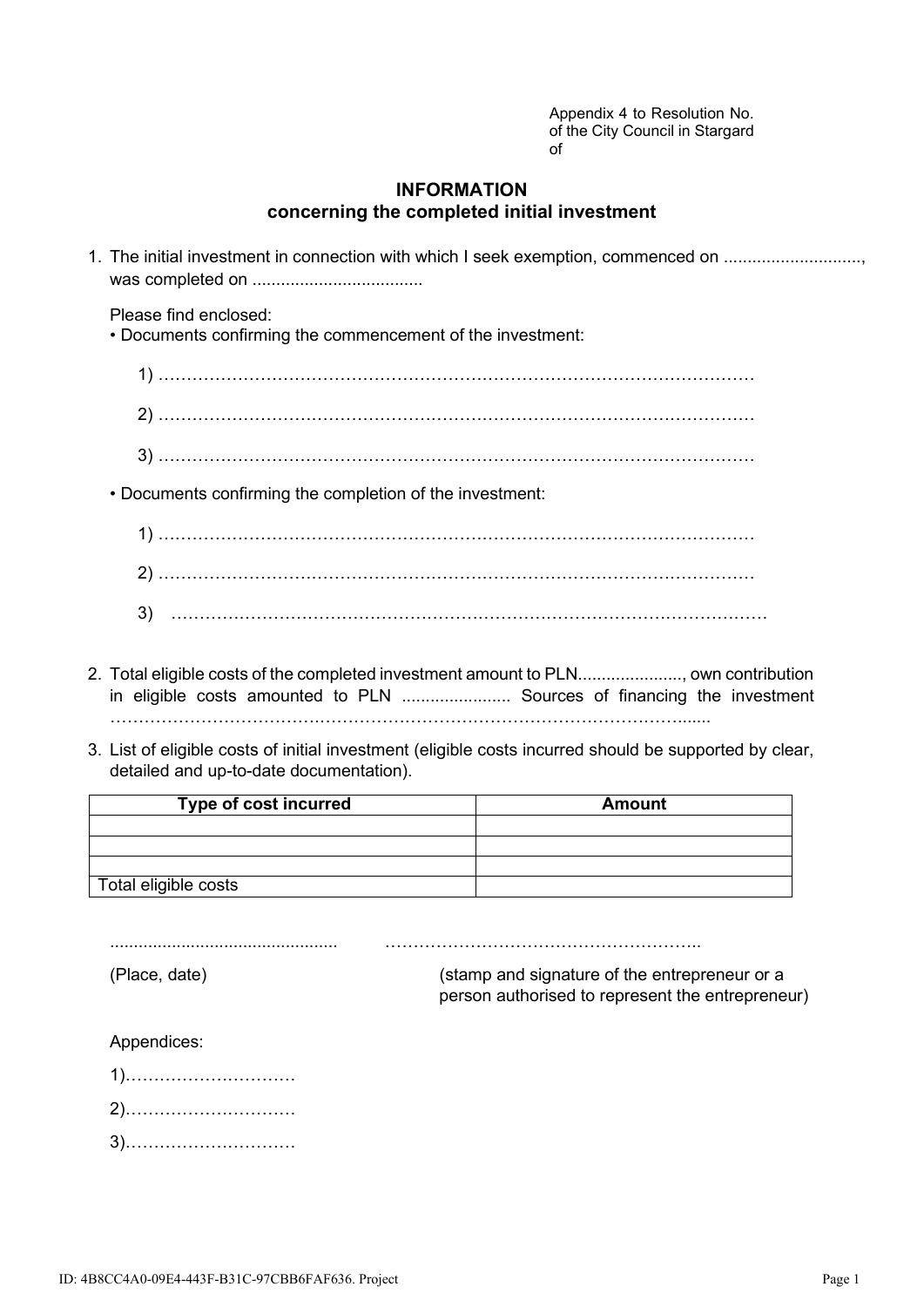Appendix 4 to Resolution No.
of the City Council in Stargard
of

## INFORMATION
## concerning the completed initial investment

1. The initial investment in connection with which I seek exemption, commenced on ............................, was completed on ...................................

   Please find enclosed:

   • Documents confirming the commencement of the investment:

   1) ………………………………………………………………………………………………

   2) ………………………………………………………………………………………………

   3) ………………………………………………………………………………………………

   • Documents confirming the completion of the investment:

   1) ………………………………………………………………………………………………

   2) ………………………………………………………………………………………………

   3) ………………………………………………………………………………………………

2. Total eligible costs of the completed investment amount to PLN......................, own contribution in eligible costs amounted to PLN ....................... Sources of financing the investment ……………………………………………………………………………………………......

3. List of eligible costs of initial investment (eligible costs incurred should be supported by clear, detailed and up-to-date documentation).

| Type of cost incurred | Amount |
|---|---|
| | |
| | |
| | |
| Total eligible costs | |

................................................ ………………………………………………..

(Place, date) (stamp and signature of the entrepreneur or a person authorised to represent the entrepreneur)

Appendices:

1)…………………………

2)…………………………

3)…………………………